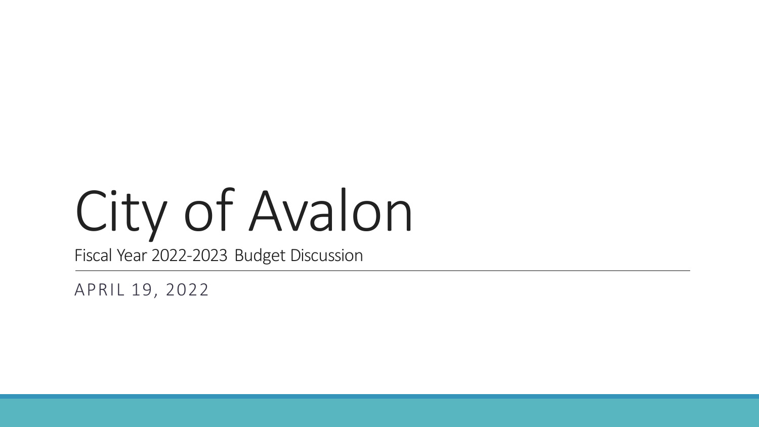# City of Avalon

Fiscal Year 2022-2023 Budget Discussion

APRIL 19, 2022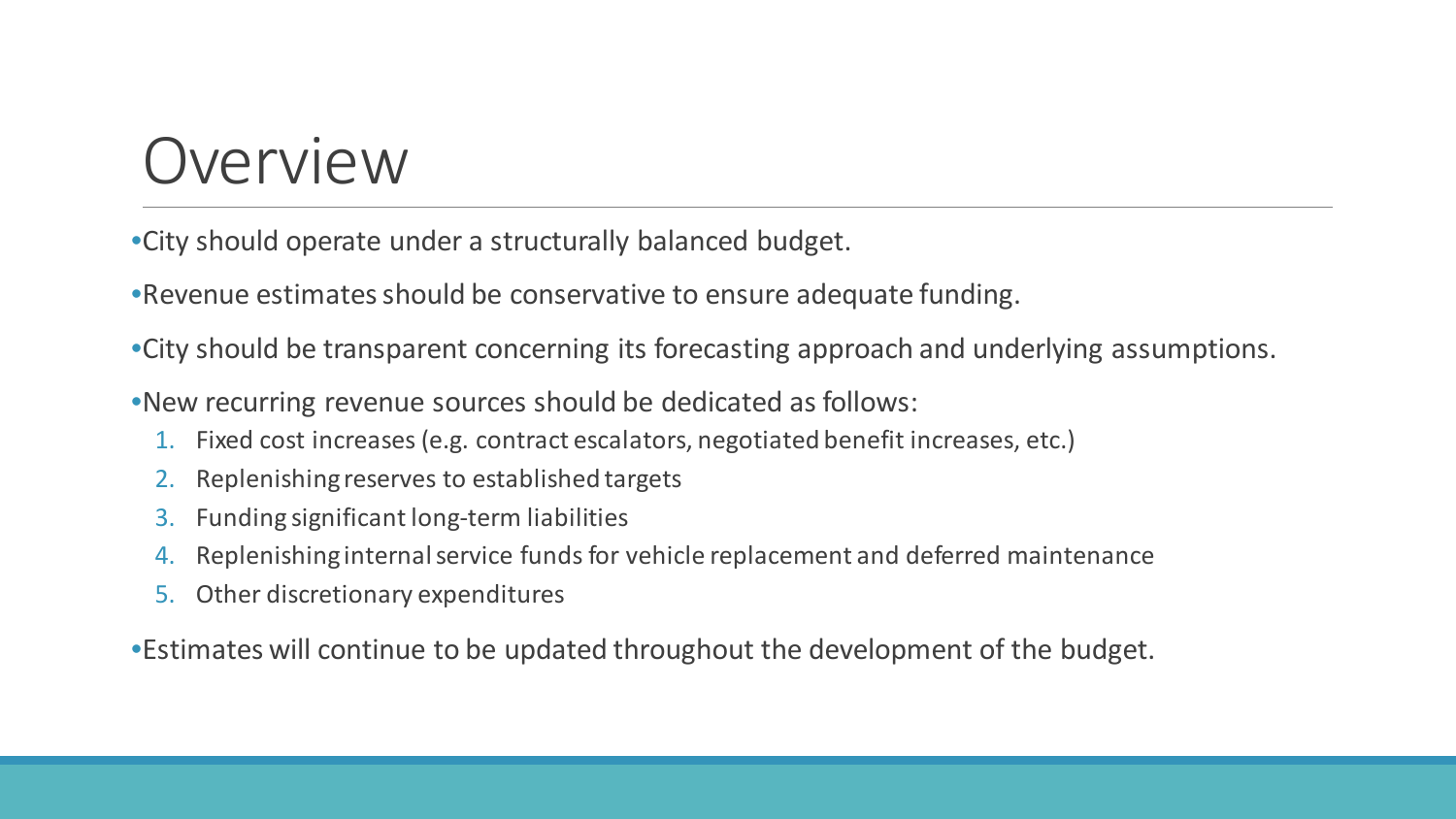# Overview

- City should operate under a structurally balanced budget.
- Revenue estimates should be conservative to ensure adequate funding.
- City should be transparent concerning its forecasting approach and underlying assumptions.
- New recurring revenue sources should be dedicated as follows:
  1. Fixed cost increases (e.g. contract escalators, negotiated benefit increases, etc.)
  2. Replenishing reserves to established targets
  3. Funding significant long-term liabilities
  4. Replenishing internal service funds for vehicle replacement and deferred maintenance
  5. Other discretionary expenditures
- Estimates will continue to be updated throughout the development of the budget.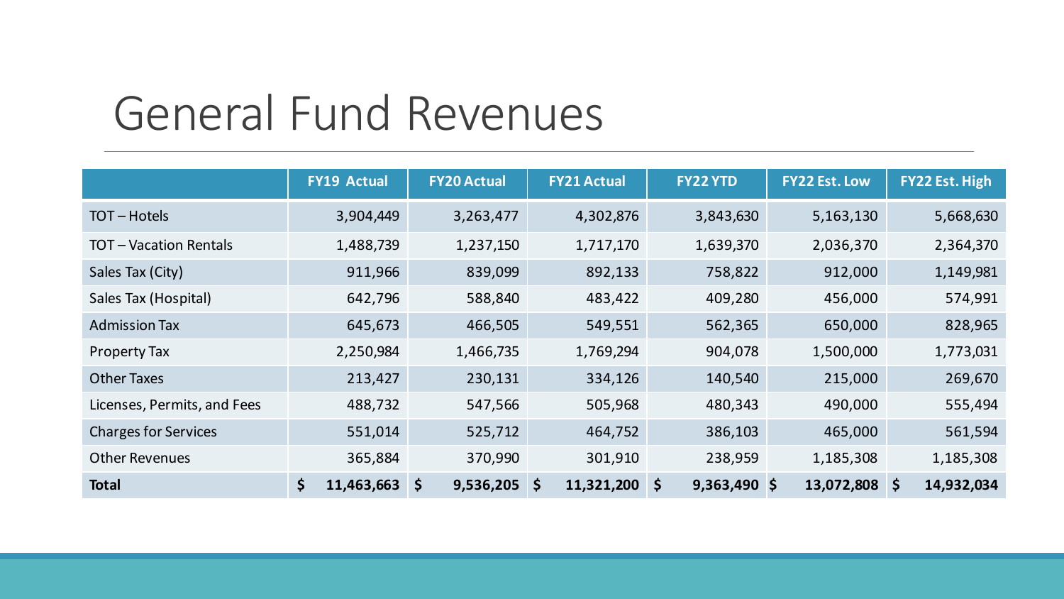# General Fund Revenues

| | FY19 Actual | FY20 Actual | FY21 Actual | FY22 YTD | FY22 Est. Low | FY22 Est. High |
|---|---|---|---|---|---|---|
| TOT – Hotels | 3,904,449 | 3,263,477 | 4,302,876 | 3,843,630 | 5,163,130 | 5,668,630 |
| TOT – Vacation Rentals | 1,488,739 | 1,237,150 | 1,717,170 | 1,639,370 | 2,036,370 | 2,364,370 |
| Sales Tax (City) | 911,966 | 839,099 | 892,133 | 758,822 | 912,000 | 1,149,981 |
| Sales Tax (Hospital) | 642,796 | 588,840 | 483,422 | 409,280 | 456,000 | 574,991 |
| Admission Tax | 645,673 | 466,505 | 549,551 | 562,365 | 650,000 | 828,965 |
| Property Tax | 2,250,984 | 1,466,735 | 1,769,294 | 904,078 | 1,500,000 | 1,773,031 |
| Other Taxes | 213,427 | 230,131 | 334,126 | 140,540 | 215,000 | 269,670 |
| Licenses, Permits, and Fees | 488,732 | 547,566 | 505,968 | 480,343 | 490,000 | 555,494 |
| Charges for Services | 551,014 | 525,712 | 464,752 | 386,103 | 465,000 | 561,594 |
| Other Revenues | 365,884 | 370,990 | 301,910 | 238,959 | 1,185,308 | 1,185,308 |
| **Total** | **$ 11,463,663** | **$ 9,536,205** | **$ 11,321,200** | **$ 9,363,490** | **$ 13,072,808** | **$ 14,932,034** |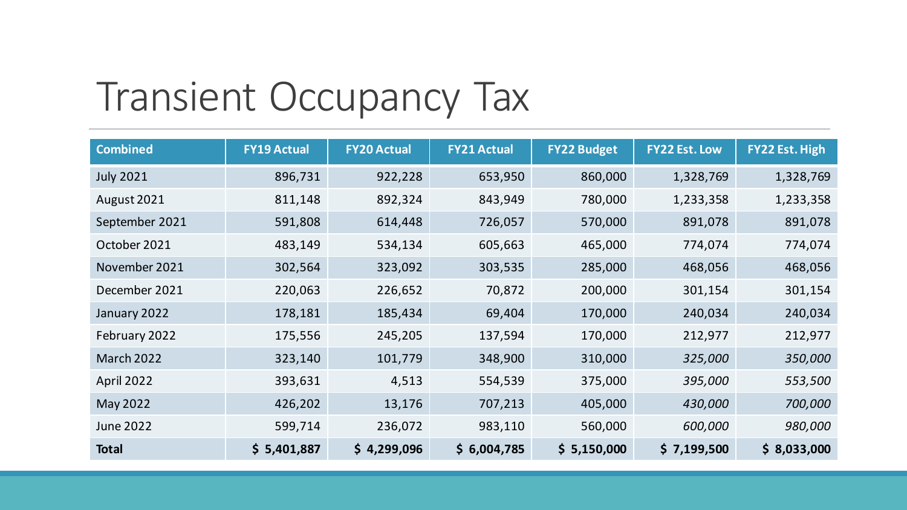# Transient Occupancy Tax

| Combined | FY19 Actual | FY20 Actual | FY21 Actual | FY22 Budget | FY22 Est. Low | FY22 Est. High |
|---|---|---|---|---|---|---|
| July 2021 | 896,731 | 922,228 | 653,950 | 860,000 | 1,328,769 | 1,328,769 |
| August 2021 | 811,148 | 892,324 | 843,949 | 780,000 | 1,233,358 | 1,233,358 |
| September 2021 | 591,808 | 614,448 | 726,057 | 570,000 | 891,078 | 891,078 |
| October 2021 | 483,149 | 534,134 | 605,663 | 465,000 | 774,074 | 774,074 |
| November 2021 | 302,564 | 323,092 | 303,535 | 285,000 | 468,056 | 468,056 |
| December 2021 | 220,063 | 226,652 | 70,872 | 200,000 | 301,154 | 301,154 |
| January 2022 | 178,181 | 185,434 | 69,404 | 170,000 | 240,034 | 240,034 |
| February 2022 | 175,556 | 245,205 | 137,594 | 170,000 | 212,977 | 212,977 |
| March 2022 | 323,140 | 101,779 | 348,900 | 310,000 | *325,000* | *350,000* |
| April 2022 | 393,631 | 4,513 | 554,539 | 375,000 | *395,000* | *553,500* |
| May 2022 | 426,202 | 13,176 | 707,213 | 405,000 | *430,000* | *700,000* |
| June 2022 | 599,714 | 236,072 | 983,110 | 560,000 | *600,000* | *980,000* |
| **Total** | **$ 5,401,887** | **$ 4,299,096** | **$ 6,004,785** | **$ 5,150,000** | **$ 7,199,500** | **$ 8,033,000** |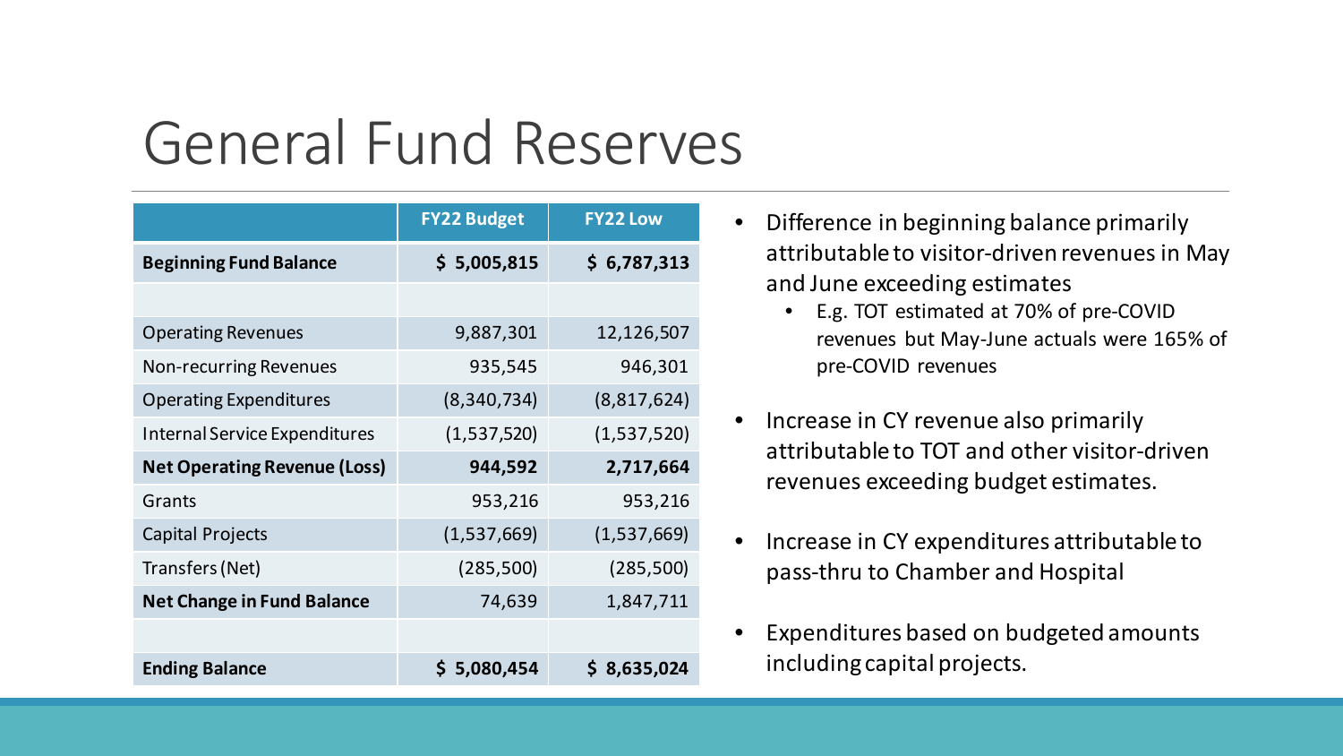# General Fund Reserves

| | FY22 Budget | FY22 Low |
|---|---|---|
| **Beginning Fund Balance** | **$ 5,005,815** | **$ 6,787,313** |
| | | |
| Operating Revenues | 9,887,301 | 12,126,507 |
| Non-recurring Revenues | 935,545 | 946,301 |
| Operating Expenditures | (8,340,734) | (8,817,624) |
| Internal Service Expenditures | (1,537,520) | (1,537,520) |
| **Net Operating Revenue (Loss)** | **944,592** | **2,717,664** |
| Grants | 953,216 | 953,216 |
| Capital Projects | (1,537,669) | (1,537,669) |
| Transfers (Net) | (285,500) | (285,500) |
| **Net Change in Fund Balance** | 74,639 | 1,847,711 |
| | | |
| **Ending Balance** | **$ 5,080,454** | **$ 8,635,024** |

- Difference in beginning balance primarily attributable to visitor-driven revenues in May and June exceeding estimates
  - E.g. TOT estimated at 70% of pre-COVID revenues but May-June actuals were 165% of pre-COVID revenues
- Increase in CY revenue also primarily attributable to TOT and other visitor-driven revenues exceeding budget estimates.
- Increase in CY expenditures attributable to pass-thru to Chamber and Hospital
- Expenditures based on budgeted amounts including capital projects.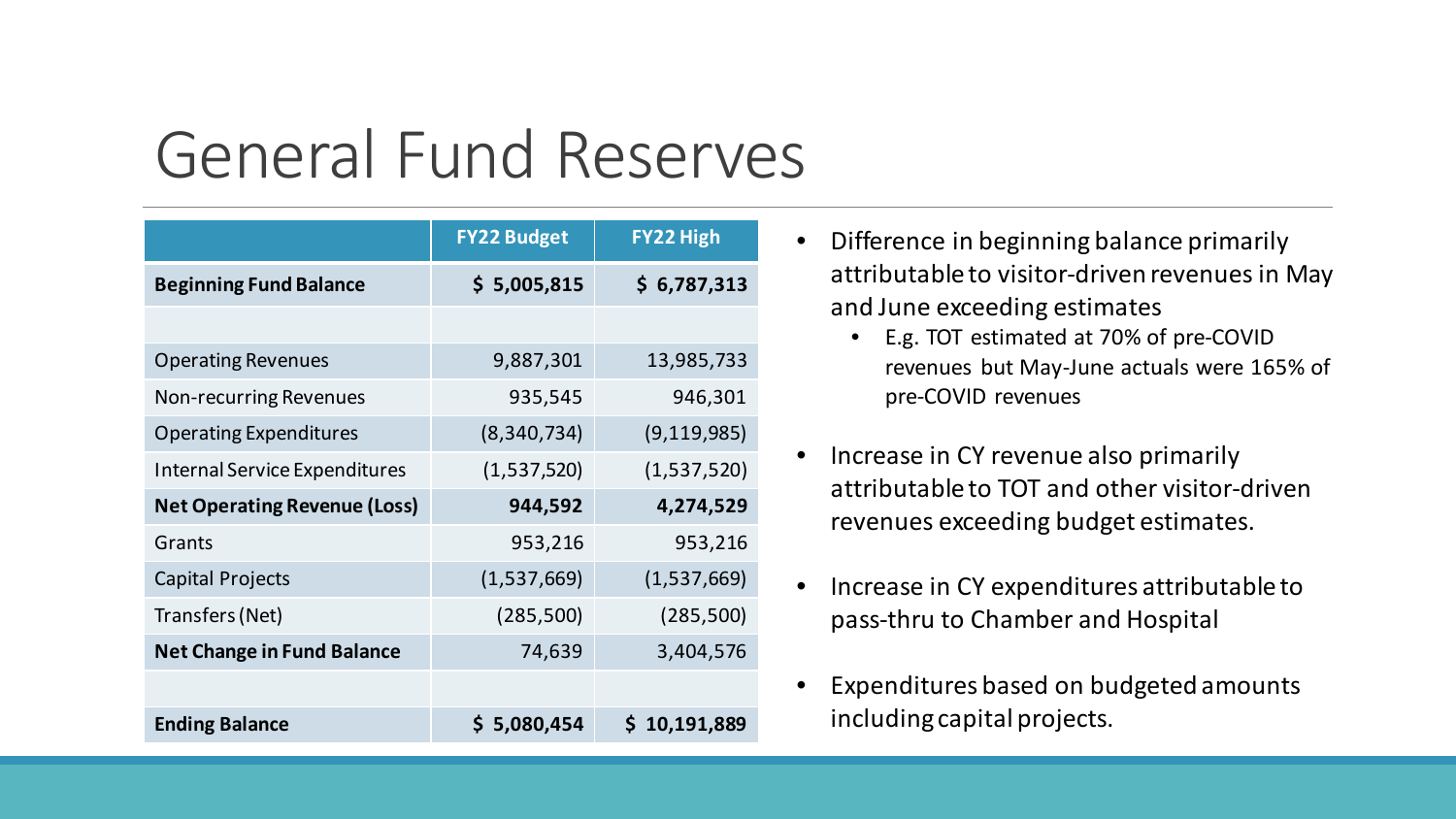# General Fund Reserves

| | FY22 Budget | FY22 High |
|---|---|---|
| **Beginning Fund Balance** | **$ 5,005,815** | **$ 6,787,313** |
| | | |
| Operating Revenues | 9,887,301 | 13,985,733 |
| Non-recurring Revenues | 935,545 | 946,301 |
| Operating Expenditures | (8,340,734) | (9,119,985) |
| Internal Service Expenditures | (1,537,520) | (1,537,520) |
| **Net Operating Revenue (Loss)** | **944,592** | **4,274,529** |
| Grants | 953,216 | 953,216 |
| Capital Projects | (1,537,669) | (1,537,669) |
| Transfers (Net) | (285,500) | (285,500) |
| **Net Change in Fund Balance** | 74,639 | 3,404,576 |
| | | |
| **Ending Balance** | **$ 5,080,454** | **$ 10,191,889** |

- Difference in beginning balance primarily attributable to visitor-driven revenues in May and June exceeding estimates
  - E.g. TOT estimated at 70% of pre-COVID revenues but May-June actuals were 165% of pre-COVID revenues
- Increase in CY revenue also primarily attributable to TOT and other visitor-driven revenues exceeding budget estimates.
- Increase in CY expenditures attributable to pass-thru to Chamber and Hospital
- Expenditures based on budgeted amounts including capital projects.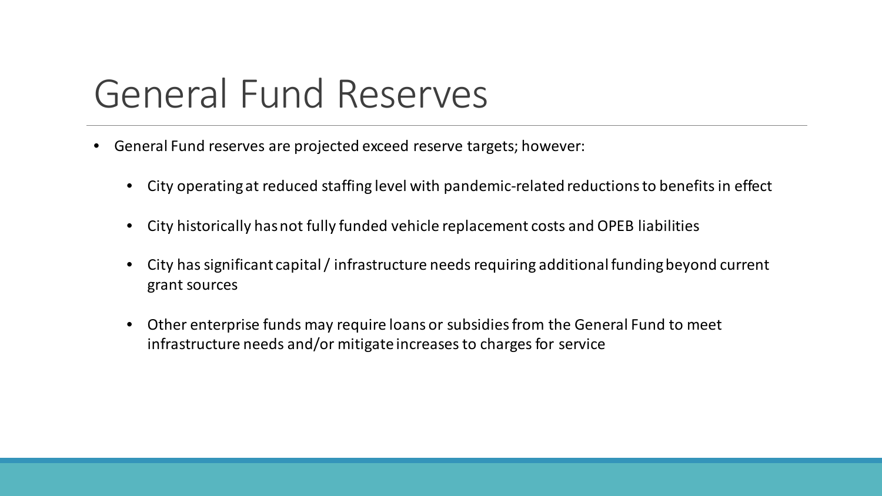# General Fund Reserves

- General Fund reserves are projected exceed reserve targets; however:
  - City operating at reduced staffing level with pandemic-related reductions to benefits in effect
  - City historically has not fully funded vehicle replacement costs and OPEB liabilities
  - City has significant capital / infrastructure needs requiring additional funding beyond current grant sources
  - Other enterprise funds may require loans or subsidies from the General Fund to meet infrastructure needs and/or mitigate increases to charges for service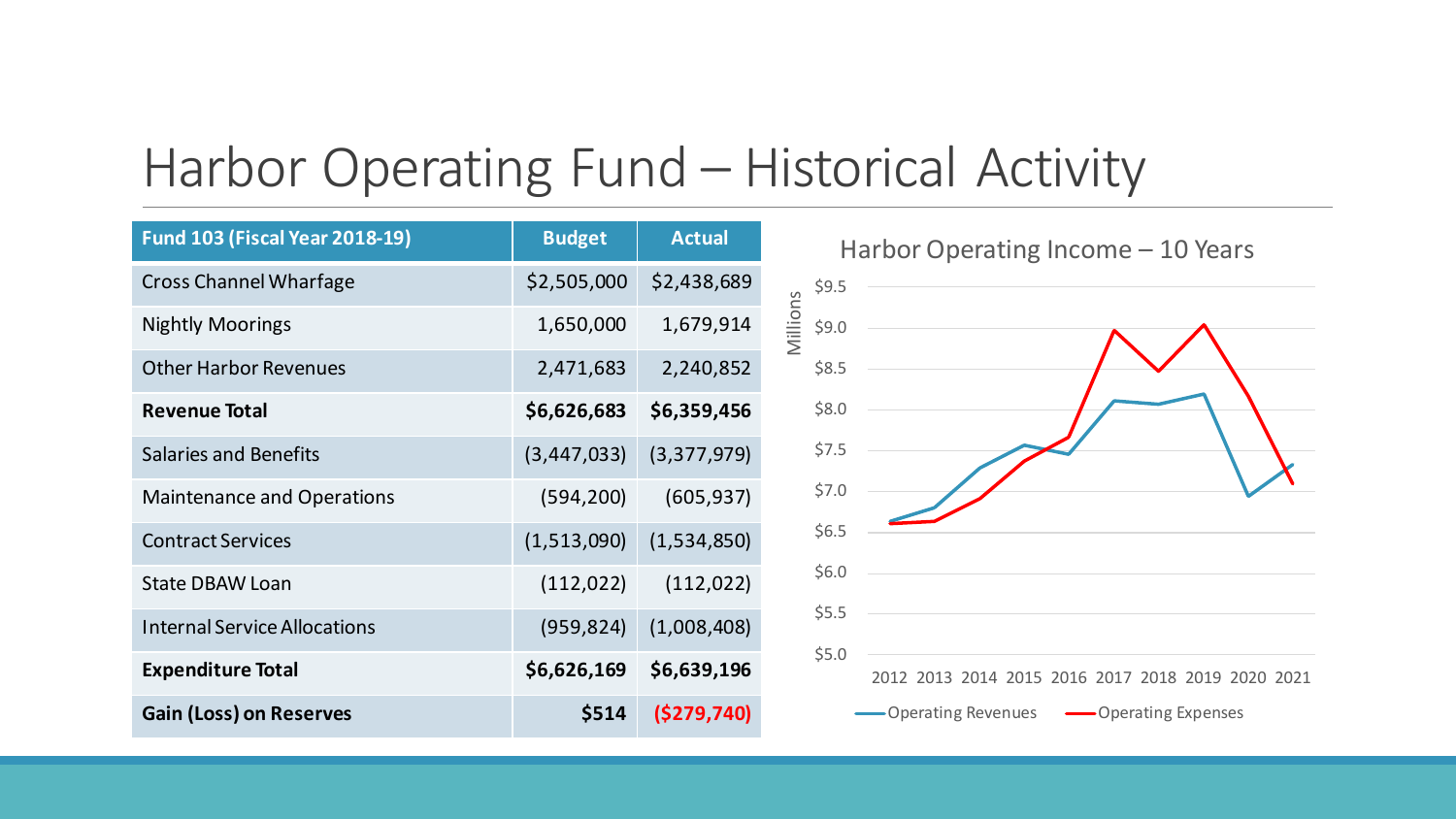# Harbor Operating Fund – Historical Activity

| Fund 103 (Fiscal Year 2018-19) | Budget | Actual |
|---|---|---|
| Cross Channel Wharfage | $2,505,000 | $2,438,689 |
| Nightly Moorings | 1,650,000 | 1,679,914 |
| Other Harbor Revenues | 2,471,683 | 2,240,852 |
| **Revenue Total** | **$6,626,683** | **$6,359,456** |
| Salaries and Benefits | (3,447,033) | (3,377,979) |
| Maintenance and Operations | (594,200) | (605,937) |
| Contract Services | (1,513,090) | (1,534,850) |
| State DBAW Loan | (112,022) | (112,022) |
| Internal Service Allocations | (959,824) | (1,008,408) |
| **Expenditure Total** | **$6,626,169** | **$6,639,196** |
| **Gain (Loss) on Reserves** | **$514** | **($279,740)** |

Harbor Operating Income – 10 Years

Millions

$9.5
$9.0
$8.5
$8.0
$7.5
$7.0
$6.5
$6.0
$5.5
$5.0

2012 2013 2014 2015 2016 2017 2018 2019 2020 2021

Operating Revenues    Operating Expenses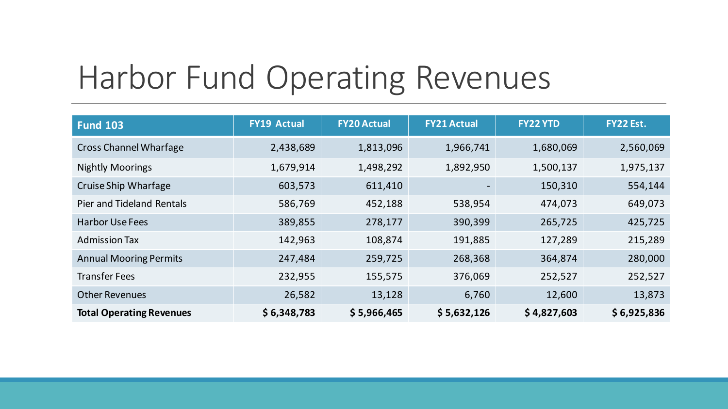# Harbor Fund Operating Revenues

| Fund 103 | FY19 Actual | FY20 Actual | FY21 Actual | FY22 YTD | FY22 Est. |
|---|---|---|---|---|---|
| Cross Channel Wharfage | 2,438,689 | 1,813,096 | 1,966,741 | 1,680,069 | 2,560,069 |
| Nightly Moorings | 1,679,914 | 1,498,292 | 1,892,950 | 1,500,137 | 1,975,137 |
| Cruise Ship Wharfage | 603,573 | 611,410 | - | 150,310 | 554,144 |
| Pier and Tideland Rentals | 586,769 | 452,188 | 538,954 | 474,073 | 649,073 |
| Harbor Use Fees | 389,855 | 278,177 | 390,399 | 265,725 | 425,725 |
| Admission Tax | 142,963 | 108,874 | 191,885 | 127,289 | 215,289 |
| Annual Mooring Permits | 247,484 | 259,725 | 268,368 | 364,874 | 280,000 |
| Transfer Fees | 232,955 | 155,575 | 376,069 | 252,527 | 252,527 |
| Other Revenues | 26,582 | 13,128 | 6,760 | 12,600 | 13,873 |
| **Total Operating Revenues** | **$ 6,348,783** | **$ 5,966,465** | **$ 5,632,126** | **$ 4,827,603** | **$ 6,925,836** |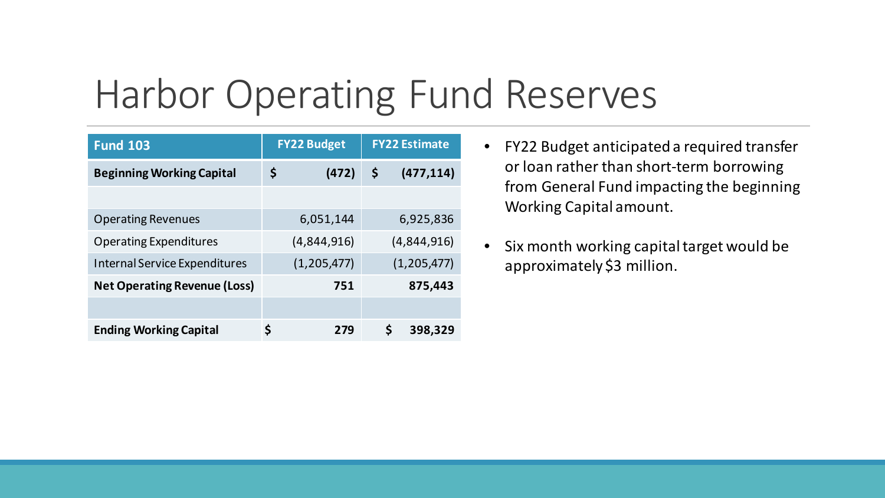# Harbor Operating Fund Reserves

| Fund 103 | FY22 Budget | FY22 Estimate |
|---|---|---|
| **Beginning Working Capital** | **$ (472)** | **$ (477,114)** |
| | | |
| Operating Revenues | 6,051,144 | 6,925,836 |
| Operating Expenditures | (4,844,916) | (4,844,916) |
| Internal Service Expenditures | (1,205,477) | (1,205,477) |
| **Net Operating Revenue (Loss)** | **751** | **875,443** |
| | | |
| **Ending Working Capital** | **$ 279** | **$ 398,329** |

- FY22 Budget anticipated a required transfer or loan rather than short-term borrowing from General Fund impacting the beginning Working Capital amount.
- Six month working capital target would be approximately $3 million.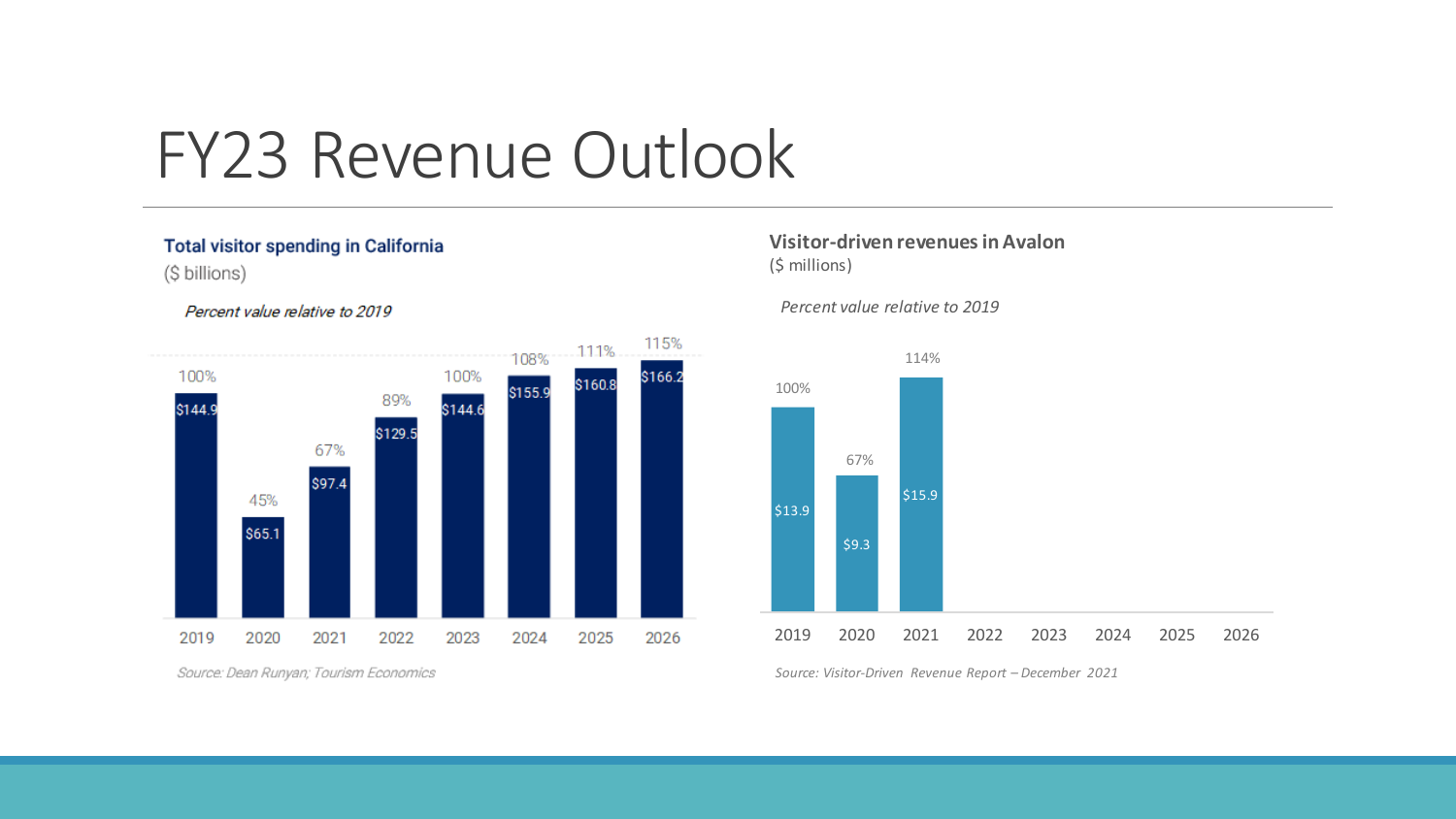# FY23 Revenue Outlook

**Total visitor spending in California**
($ billions)

*Percent value relative to 2019*

| Year | Spending | Percent of 2019 |
|---|---|---|
| 2019 | $144.9 | 100% |
| 2020 | $65.1 | 45% |
| 2021 | $97.4 | 67% |
| 2022 | $129.5 | 89% |
| 2023 | $144.6 | 100% |
| 2024 | $155.9 | 108% |
| 2025 | $160.8 | 111% |
| 2026 | $166.2 | 115% |

*Source: Dean Runyan; Tourism Economics*

**Visitor-driven revenues in Avalon**
($ millions)

*Percent value relative to 2019*

| Year | Revenue | Percent of 2019 |
|---|---|---|
| 2019 | $13.9 | 100% |
| 2020 | $9.3 | 67% |
| 2021 | $15.9 | 114% |
| 2022 | | |
| 2023 | | |
| 2024 | | |
| 2025 | | |
| 2026 | | |

*Source: Visitor-Driven Revenue Report – December 2021*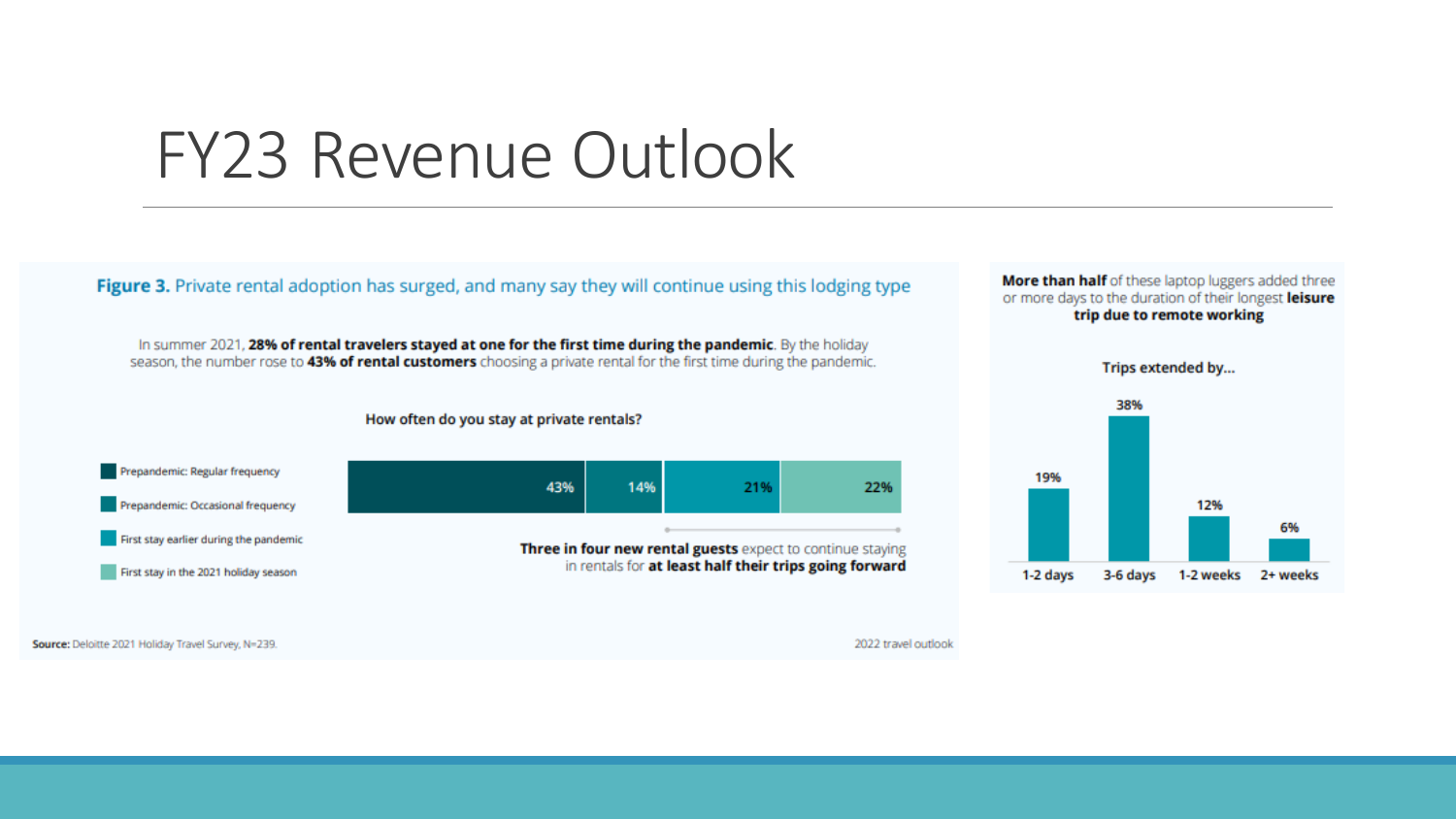# FY23 Revenue Outlook

**Figure 3.** Private rental adoption has surged, and many say they will continue using this lodging type

In summer 2021, **28% of rental travelers stayed at one for the first time during the pandemic**. By the holiday season, the number rose to **43% of rental customers** choosing a private rental for the first time during the pandemic.

**How often do you stay at private rentals?**

| Category | Share |
|---|---|
| Prepandemic: Regular frequency | 43% |
| Prepandemic: Occasional frequency | 14% |
| First stay earlier during the pandemic | 21% |
| First stay in the 2021 holiday season | 22% |

**Three in four new rental guests** expect to continue staying in rentals for **at least half their trips going forward**

**Source:** Deloitte 2021 Holiday Travel Survey, N=239.

2022 travel outlook

**More than half** of these laptop luggers added three or more days to the duration of their longest **leisure trip due to remote working**

**Trips extended by...**

| 1-2 days | 3-6 days | 1-2 weeks | 2+ weeks |
|---|---|---|---|
| 19% | 38% | 12% | 6% |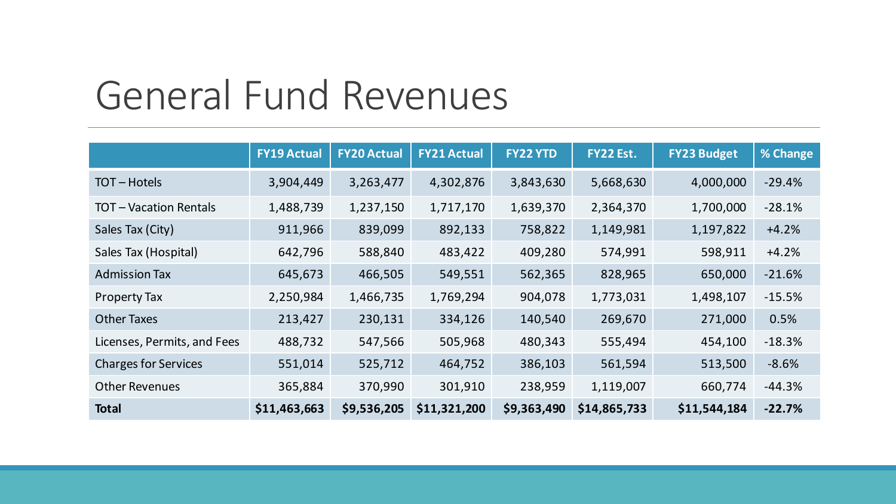# General Fund Revenues

| | FY19 Actual | FY20 Actual | FY21 Actual | FY22 YTD | FY22 Est. | FY23 Budget | % Change |
|---|---|---|---|---|---|---|---|
| TOT – Hotels | 3,904,449 | 3,263,477 | 4,302,876 | 3,843,630 | 5,668,630 | 4,000,000 | -29.4% |
| TOT – Vacation Rentals | 1,488,739 | 1,237,150 | 1,717,170 | 1,639,370 | 2,364,370 | 1,700,000 | -28.1% |
| Sales Tax (City) | 911,966 | 839,099 | 892,133 | 758,822 | 1,149,981 | 1,197,822 | +4.2% |
| Sales Tax (Hospital) | 642,796 | 588,840 | 483,422 | 409,280 | 574,991 | 598,911 | +4.2% |
| Admission Tax | 645,673 | 466,505 | 549,551 | 562,365 | 828,965 | 650,000 | -21.6% |
| Property Tax | 2,250,984 | 1,466,735 | 1,769,294 | 904,078 | 1,773,031 | 1,498,107 | -15.5% |
| Other Taxes | 213,427 | 230,131 | 334,126 | 140,540 | 269,670 | 271,000 | 0.5% |
| Licenses, Permits, and Fees | 488,732 | 547,566 | 505,968 | 480,343 | 555,494 | 454,100 | -18.3% |
| Charges for Services | 551,014 | 525,712 | 464,752 | 386,103 | 561,594 | 513,500 | -8.6% |
| Other Revenues | 365,884 | 370,990 | 301,910 | 238,959 | 1,119,007 | 660,774 | -44.3% |
| **Total** | **$11,463,663** | **$9,536,205** | **$11,321,200** | **$9,363,490** | **$14,865,733** | **$11,544,184** | **-22.7%** |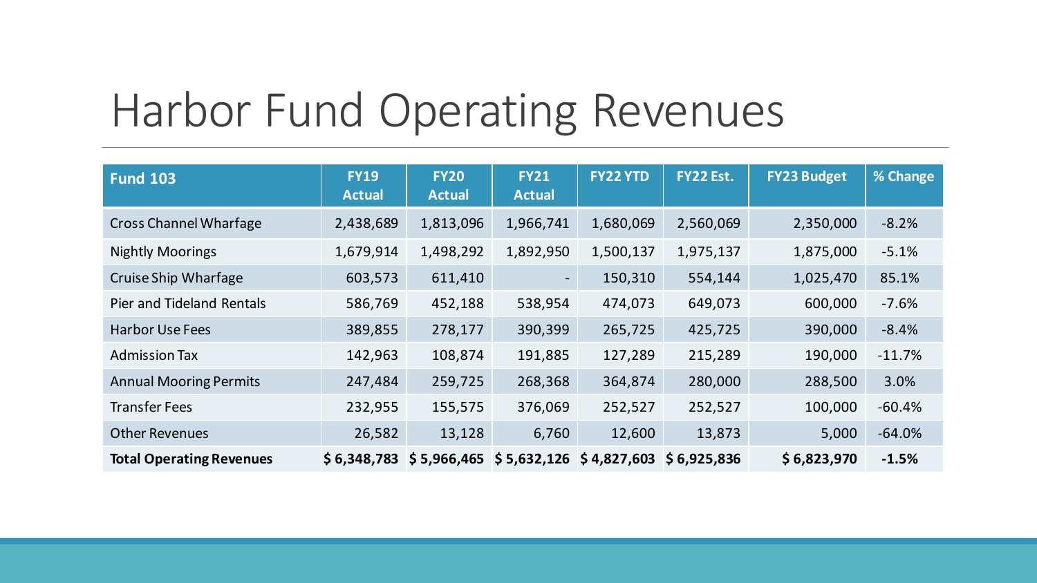# Harbor Fund Operating Revenues

| **Fund 103** | **FY19 Actual** | **FY20 Actual** | **FY21 Actual** | **FY22 YTD** | **FY22 Est.** | **FY23 Budget** | **% Change** |
|---|---|---|---|---|---|---|---|
| Cross Channel Wharfage | 2,438,689 | 1,813,096 | 1,966,741 | 1,680,069 | 2,560,069 | 2,350,000 | -8.2% |
| Nightly Moorings | 1,679,914 | 1,498,292 | 1,892,950 | 1,500,137 | 1,975,137 | 1,875,000 | -5.1% |
| Cruise Ship Wharfage | 603,573 | 611,410 | - | 150,310 | 554,144 | 1,025,470 | 85.1% |
| Pier and Tideland Rentals | 586,769 | 452,188 | 538,954 | 474,073 | 649,073 | 600,000 | -7.6% |
| Harbor Use Fees | 389,855 | 278,177 | 390,399 | 265,725 | 425,725 | 390,000 | -8.4% |
| Admission Tax | 142,963 | 108,874 | 191,885 | 127,289 | 215,289 | 190,000 | -11.7% |
| Annual Mooring Permits | 247,484 | 259,725 | 268,368 | 364,874 | 280,000 | 288,500 | 3.0% |
| Transfer Fees | 232,955 | 155,575 | 376,069 | 252,527 | 252,527 | 100,000 | -60.4% |
| Other Revenues | 26,582 | 13,128 | 6,760 | 12,600 | 13,873 | 5,000 | -64.0% |
| **Total Operating Revenues** | **$ 6,348,783** | **$ 5,966,465** | **$ 5,632,126** | **$ 4,827,603** | **$ 6,925,836** | **$ 6,823,970** | **-1.5%** |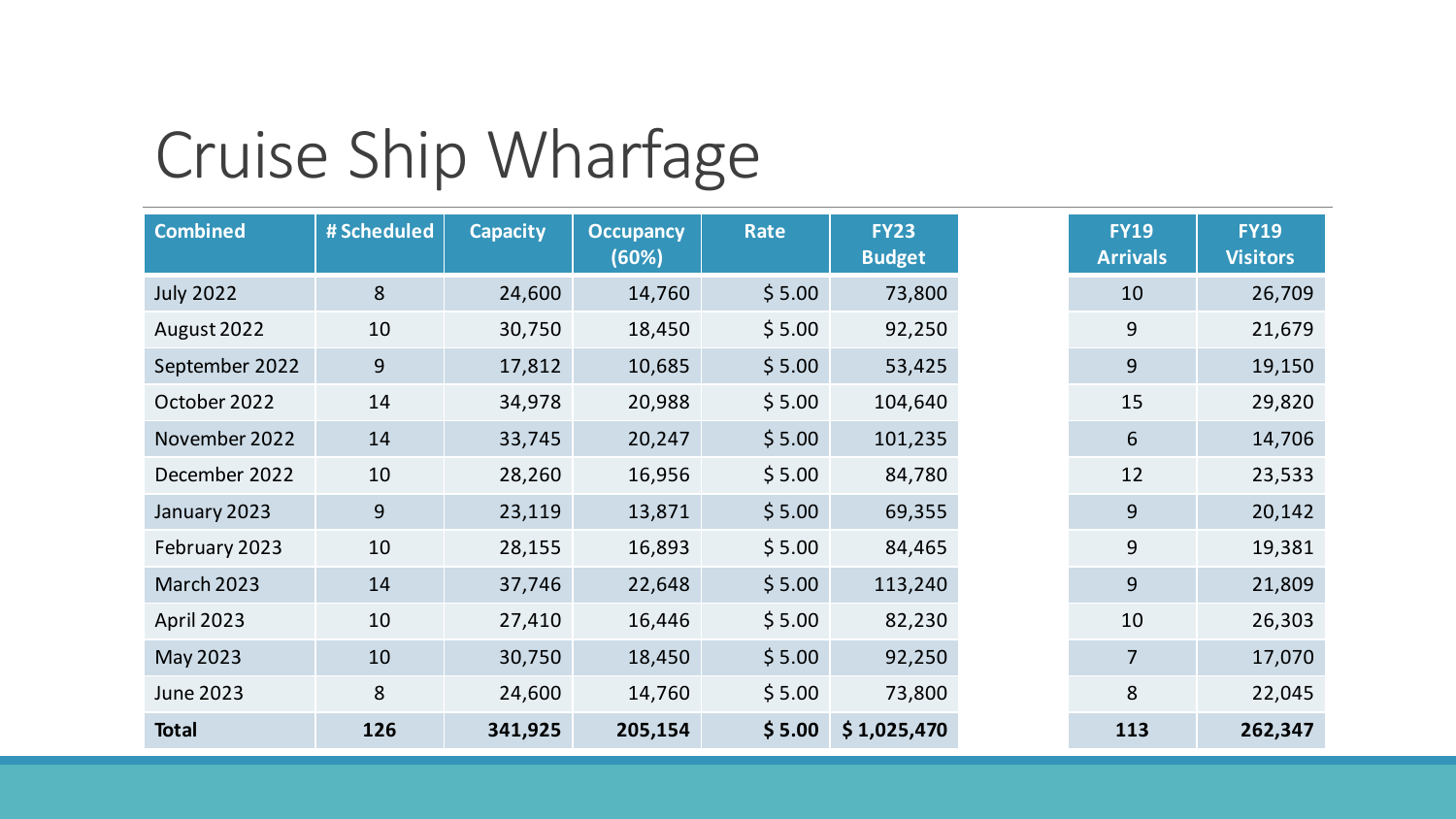# Cruise Ship Wharfage

| Combined | # Scheduled | Capacity | Occupancy (60%) | Rate | FY23 Budget |
|---|---|---|---|---|---|
| July 2022 | 8 | 24,600 | 14,760 | $ 5.00 | 73,800 |
| August 2022 | 10 | 30,750 | 18,450 | $ 5.00 | 92,250 |
| September 2022 | 9 | 17,812 | 10,685 | $ 5.00 | 53,425 |
| October 2022 | 14 | 34,978 | 20,988 | $ 5.00 | 104,640 |
| November 2022 | 14 | 33,745 | 20,247 | $ 5.00 | 101,235 |
| December 2022 | 10 | 28,260 | 16,956 | $ 5.00 | 84,780 |
| January 2023 | 9 | 23,119 | 13,871 | $ 5.00 | 69,355 |
| February 2023 | 10 | 28,155 | 16,893 | $ 5.00 | 84,465 |
| March 2023 | 14 | 37,746 | 22,648 | $ 5.00 | 113,240 |
| April 2023 | 10 | 27,410 | 16,446 | $ 5.00 | 82,230 |
| May 2023 | 10 | 30,750 | 18,450 | $ 5.00 | 92,250 |
| June 2023 | 8 | 24,600 | 14,760 | $ 5.00 | 73,800 |
| **Total** | **126** | **341,925** | **205,154** | **$ 5.00** | **$ 1,025,470** |

| FY19 Arrivals | FY19 Visitors |
|---|---|
| 10 | 26,709 |
| 9 | 21,679 |
| 9 | 19,150 |
| 15 | 29,820 |
| 6 | 14,706 |
| 12 | 23,533 |
| 9 | 20,142 |
| 9 | 19,381 |
| 9 | 21,809 |
| 10 | 26,303 |
| 7 | 17,070 |
| 8 | 22,045 |
| **113** | **262,347** |